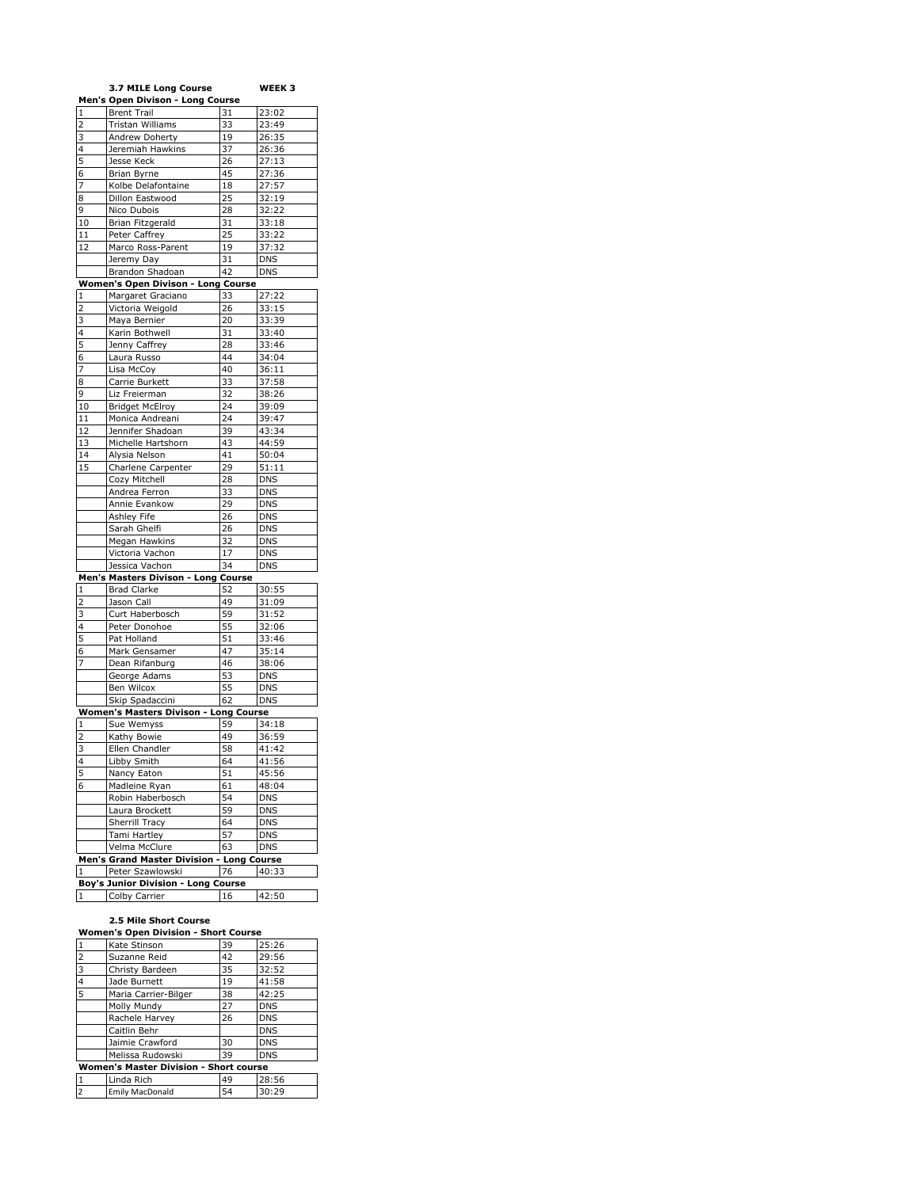**3.7 MILE Long Course** **WEEK 3**

**Men's Open Divison - Long Course**

| | | | |
|---|---|---|---|
| 1 | Brent Trail | 31 | 23:02 |
| 2 | Tristan Williams | 33 | 23:49 |
| 3 | Andrew Doherty | 19 | 26:35 |
| 4 | Jeremiah Hawkins | 37 | 26:36 |
| 5 | Jesse Keck | 26 | 27:13 |
| 6 | Brian Byrne | 45 | 27:36 |
| 7 | Kolbe Delafontaine | 18 | 27:57 |
| 8 | Dillon Eastwood | 25 | 32:19 |
| 9 | Nico Dubois | 28 | 32:22 |
| 10 | Brian Fitzgerald | 31 | 33:18 |
| 11 | Peter Caffrey | 25 | 33:22 |
| 12 | Marco Ross-Parent | 19 | 37:32 |
| | Jeremy Day | 31 | DNS |
| | Brandon Shadoan | 42 | DNS |

**Women's Open Divison - Long Course**

| | | | |
|---|---|---|---|
| 1 | Margaret Graciano | 33 | 27:22 |
| 2 | Victoria Weigold | 26 | 33:15 |
| 3 | Maya Bernier | 20 | 33:39 |
| 4 | Karin Bothwell | 31 | 33:40 |
| 5 | Jenny Caffrey | 28 | 33:46 |
| 6 | Laura Russo | 44 | 34:04 |
| 7 | Lisa McCoy | 40 | 36:11 |
| 8 | Carrie Burkett | 33 | 37:58 |
| 9 | Liz Freierman | 32 | 38:26 |
| 10 | Bridget McElroy | 24 | 39:09 |
| 11 | Monica Andreani | 24 | 39:47 |
| 12 | Jennifer Shadoan | 39 | 43:34 |
| 13 | Michelle Hartshorn | 43 | 44:59 |
| 14 | Alysia Nelson | 41 | 50:04 |
| 15 | Charlene Carpenter | 29 | 51:11 |
| | Cozy Mitchell | 28 | DNS |
| | Andrea Ferron | 33 | DNS |
| | Annie Evankow | 29 | DNS |
| | Ashley Fife | 26 | DNS |
| | Sarah Ghelfi | 26 | DNS |
| | Megan Hawkins | 32 | DNS |
| | Victoria Vachon | 17 | DNS |
| | Jessica Vachon | 34 | DNS |

**Men's Masters Divison - Long Course**

| | | | |
|---|---|---|---|
| 1 | Brad Clarke | 52 | 30:55 |
| 2 | Jason Call | 49 | 31:09 |
| 3 | Curt Haberbosch | 59 | 31:52 |
| 4 | Peter Donohoe | 55 | 32:06 |
| 5 | Pat Holland | 51 | 33:46 |
| 6 | Mark Gensamer | 47 | 35:14 |
| 7 | Dean Rifanburg | 46 | 38:06 |
| | George Adams | 53 | DNS |
| | Ben Wilcox | 55 | DNS |
| | Skip Spadaccini | 62 | DNS |

**Women's Masters Divison - Long Course**

| | | | |
|---|---|---|---|
| 1 | Sue Wemyss | 59 | 34:18 |
| 2 | Kathy Bowie | 49 | 36:59 |
| 3 | Ellen Chandler | 58 | 41:42 |
| 4 | Libby Smith | 64 | 41:56 |
| 5 | Nancy Eaton | 51 | 45:56 |
| 6 | Madleine Ryan | 61 | 48:04 |
| | Robin Haberbosch | 54 | DNS |
| | Laura Brockett | 59 | DNS |
| | Sherrill Tracy | 64 | DNS |
| | Tami Hartley | 57 | DNS |
| | Velma McClure | 63 | DNS |

**Men's Grand Master Division - Long Course**

| | | | |
|---|---|---|---|
| 1 | Peter Szawlowski | 76 | 40:33 |

**Boy's Junior Division - Long Course**

| | | | |
|---|---|---|---|
| 1 | Colby Carrier | 16 | 42:50 |

**2.5 Mile Short Course**

**Women's Open Division - Short Course**

| | | | |
|---|---|---|---|
| 1 | Kate Stinson | 39 | 25:26 |
| 2 | Suzanne Reid | 42 | 29:56 |
| 3 | Christy Bardeen | 35 | 32:52 |
| 4 | Jade Burnett | 19 | 41:58 |
| 5 | Maria Carrier-Bilger | 38 | 42:25 |
| | Molly Mundy | 27 | DNS |
| | Rachele Harvey | 26 | DNS |
| | Caitlin Behr | | DNS |
| | Jaimie Crawford | 30 | DNS |
| | Melissa Rudowski | 39 | DNS |

**Women's Master Division - Short course**

| | | | |
|---|---|---|---|
| 1 | Linda Rich | 49 | 28:56 |
| 2 | Emily MacDonald | 54 | 30:29 |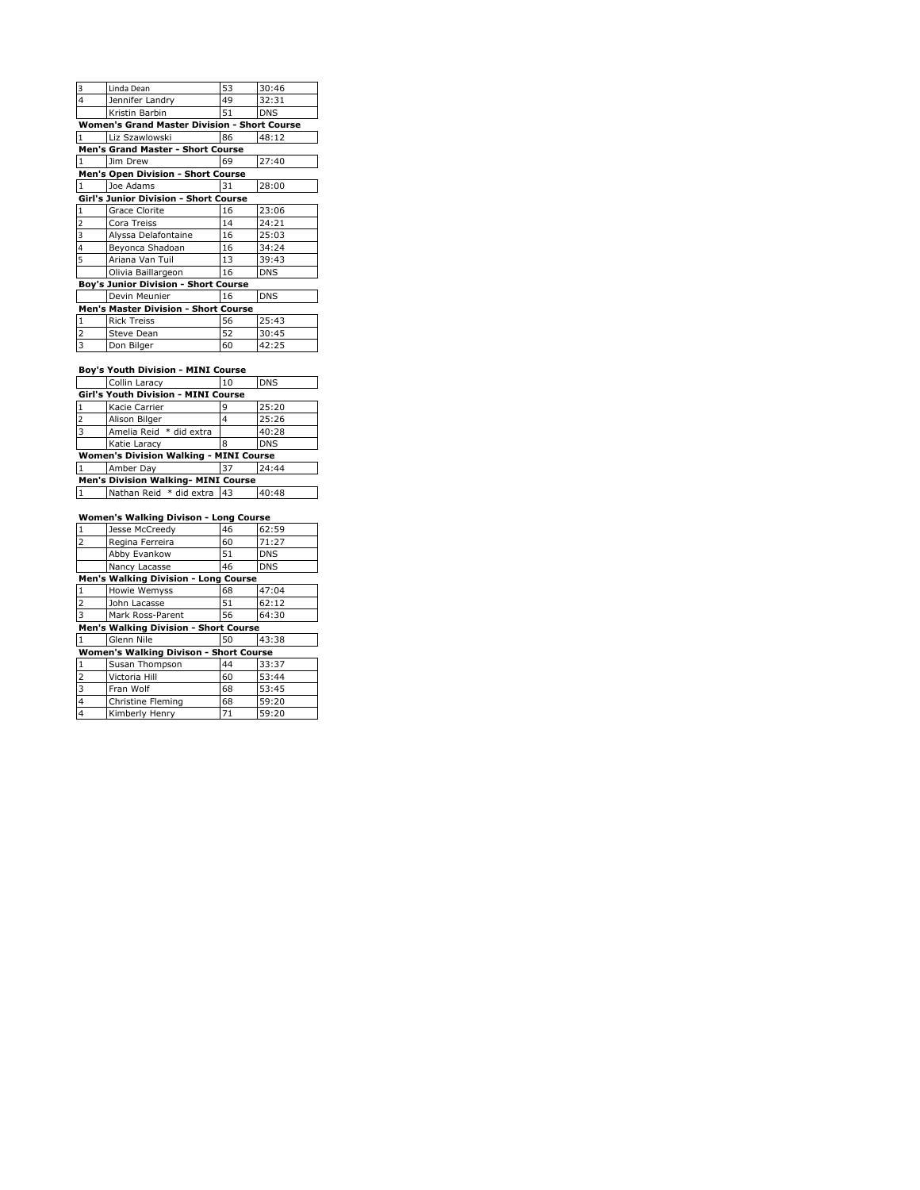| | | | |
|---|---|---|---|
| 3 | Linda Dean | 53 | 30:46 |
| 4 | Jennifer Landry | 49 | 32:31 |
| | Kristin Barbin | 51 | DNS |

**Women's Grand Master Division - Short Course**

| | | | |
|---|---|---|---|
| 1 | Liz Szawlowski | 86 | 48:12 |

**Men's Grand Master - Short Course**

| | | | |
|---|---|---|---|
| 1 | Jim Drew | 69 | 27:40 |

**Men's Open Division - Short Course**

| | | | |
|---|---|---|---|
| 1 | Joe Adams | 31 | 28:00 |

**Girl's Junior Division - Short Course**

| | | | |
|---|---|---|---|
| 1 | Grace Clorite | 16 | 23:06 |
| 2 | Cora Treiss | 14 | 24:21 |
| 3 | Alyssa Delafontaine | 16 | 25:03 |
| 4 | Beyonca Shadoan | 16 | 34:24 |
| 5 | Ariana Van Tuil | 13 | 39:43 |
| | Olivia Baillargeon | 16 | DNS |

**Boy's Junior Division - Short Course**

| | | | |
|---|---|---|---|
| | Devin Meunier | 16 | DNS |

**Men's Master Division - Short Course**

| | | | |
|---|---|---|---|
| 1 | Rick Treiss | 56 | 25:43 |
| 2 | Steve Dean | 52 | 30:45 |
| 3 | Don Bilger | 60 | 42:25 |

**Boy's Youth Division - MINI Course**

| | | | |
|---|---|---|---|
| | Collin Laracy | 10 | DNS |

**Girl's Youth Division - MINI Course**

| | | | |
|---|---|---|---|
| 1 | Kacie Carrier | 9 | 25:20 |
| 2 | Alison Bilger | 4 | 25:26 |
| 3 | Amelia Reid * did extra | | 40:28 |
| | Katie Laracy | 8 | DNS |

**Women's Division Walking - MINI Course**

| | | | |
|---|---|---|---|
| 1 | Amber Day | 37 | 24:44 |

**Men's Division Walking- MINI Course**

| | | | |
|---|---|---|---|
| 1 | Nathan Reid * did extra | 43 | 40:48 |

**Women's Walking Divison - Long Course**

| | | | |
|---|---|---|---|
| 1 | Jesse McCreedy | 46 | 62:59 |
| 2 | Regina Ferreira | 60 | 71:27 |
| | Abby Evankow | 51 | DNS |
| | Nancy Lacasse | 46 | DNS |

**Men's Walking Division - Long Course**

| | | | |
|---|---|---|---|
| 1 | Howie Wemyss | 68 | 47:04 |
| 2 | John Lacasse | 51 | 62:12 |
| 3 | Mark Ross-Parent | 56 | 64:30 |

**Men's Walking Division - Short Course**

| | | | |
|---|---|---|---|
| 1 | Glenn Nile | 50 | 43:38 |

**Women's Walking Divison - Short Course**

| | | | |
|---|---|---|---|
| 1 | Susan Thompson | 44 | 33:37 |
| 2 | Victoria Hill | 60 | 53:44 |
| 3 | Fran Wolf | 68 | 53:45 |
| 4 | Christine Fleming | 68 | 59:20 |
| 4 | Kimberly Henry | 71 | 59:20 |